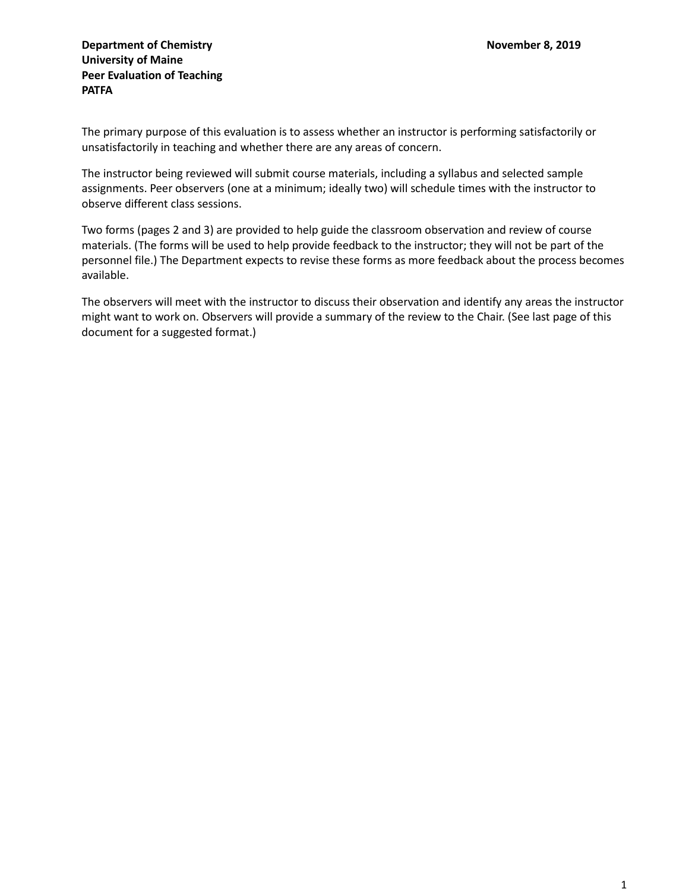**Department of Chemistry** **November 8, 2019**
**University of Maine**
**Peer Evaluation of Teaching**
**PATFA**

The primary purpose of this evaluation is to assess whether an instructor is performing satisfactorily or unsatisfactorily in teaching and whether there are any areas of concern.

The instructor being reviewed will submit course materials, including a syllabus and selected sample assignments. Peer observers (one at a minimum; ideally two) will schedule times with the instructor to observe different class sessions.

Two forms (pages 2 and 3) are provided to help guide the classroom observation and review of course materials. (The forms will be used to help provide feedback to the instructor; they will not be part of the personnel file.) The Department expects to revise these forms as more feedback about the process becomes available.

The observers will meet with the instructor to discuss their observation and identify any areas the instructor might want to work on. Observers will provide a summary of the review to the Chair. (See last page of this document for a suggested format.)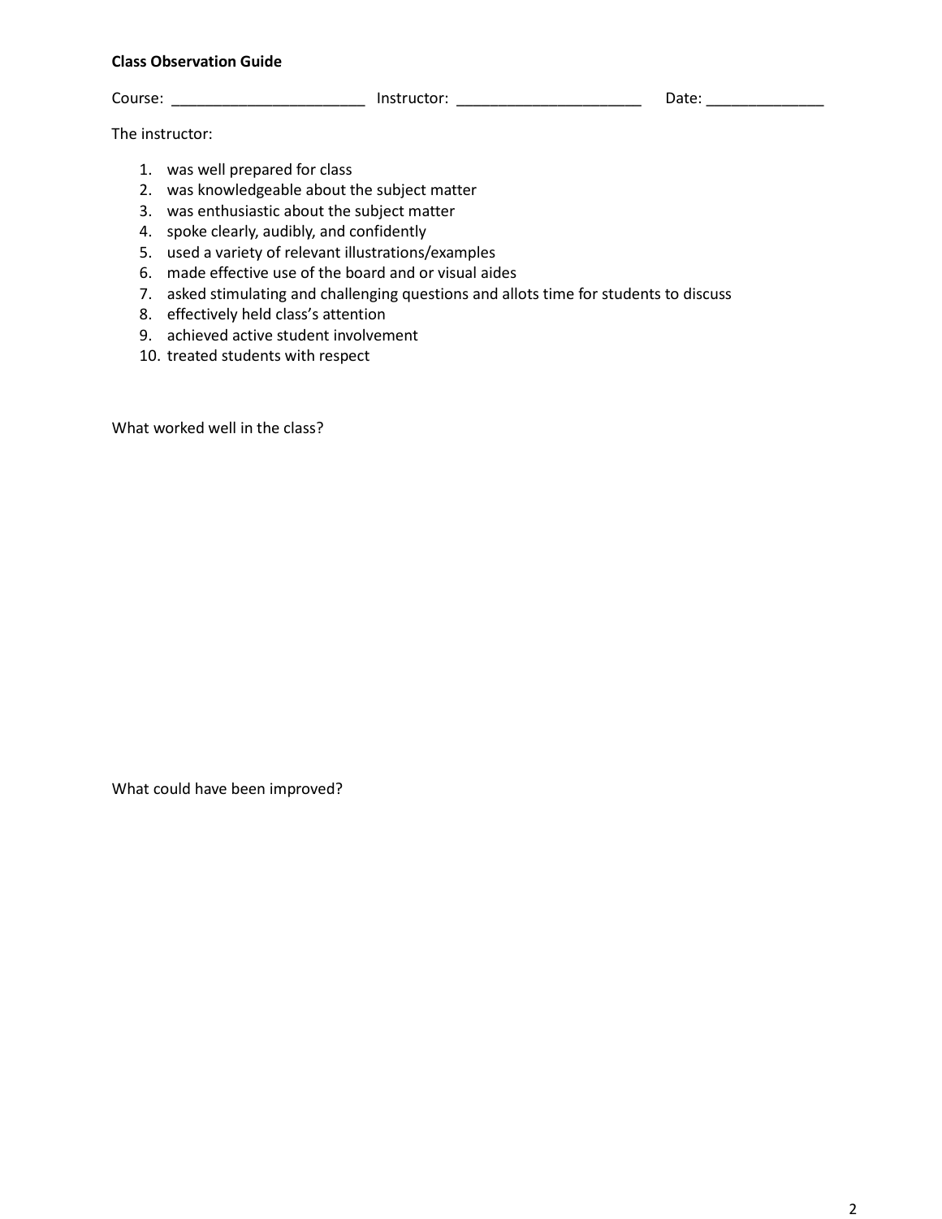**Class Observation Guide**

Course: _______________________ Instructor: ______________________ Date: ______________

The instructor:

1. was well prepared for class
2. was knowledgeable about the subject matter
3. was enthusiastic about the subject matter
4. spoke clearly, audibly, and confidently
5. used a variety of relevant illustrations/examples
6. made effective use of the board and or visual aides
7. asked stimulating and challenging questions and allots time for students to discuss
8. effectively held class's attention
9. achieved active student involvement
10. treated students with respect

What worked well in the class?

What could have been improved?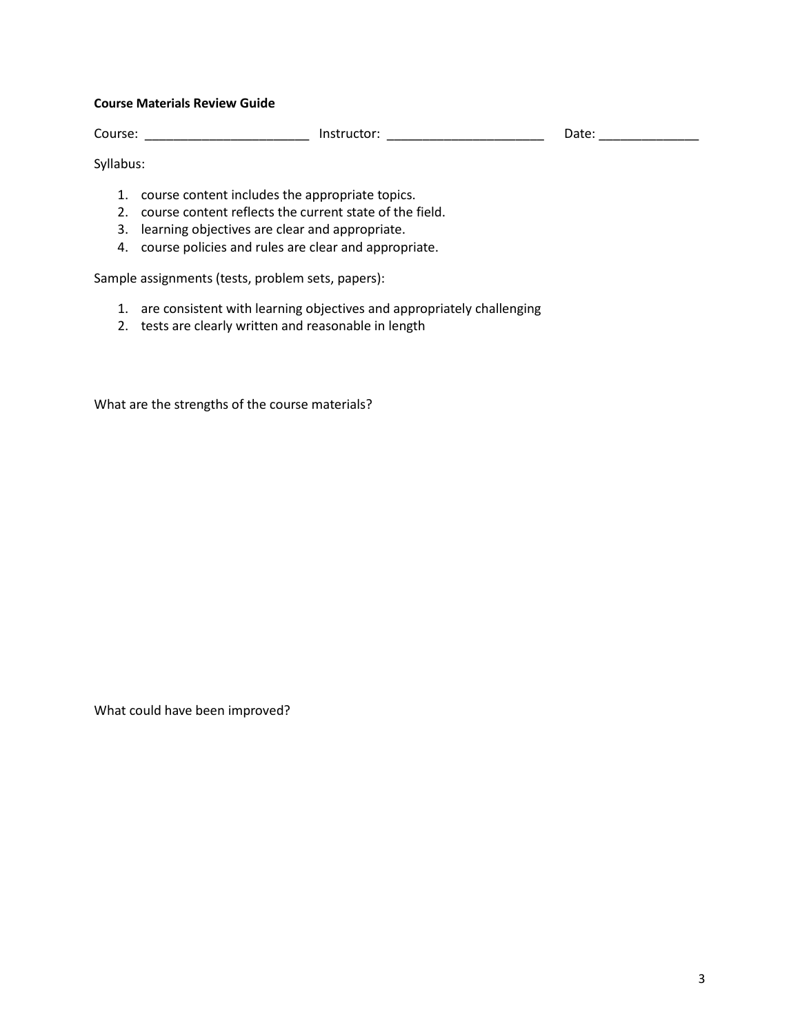**Course Materials Review Guide**

Course: ______________________ Instructor: ______________________ Date: ______________

Syllabus:

1. course content includes the appropriate topics.
2. course content reflects the current state of the field.
3. learning objectives are clear and appropriate.
4. course policies and rules are clear and appropriate.

Sample assignments (tests, problem sets, papers):

1. are consistent with learning objectives and appropriately challenging
2. tests are clearly written and reasonable in length

What are the strengths of the course materials?

What could have been improved?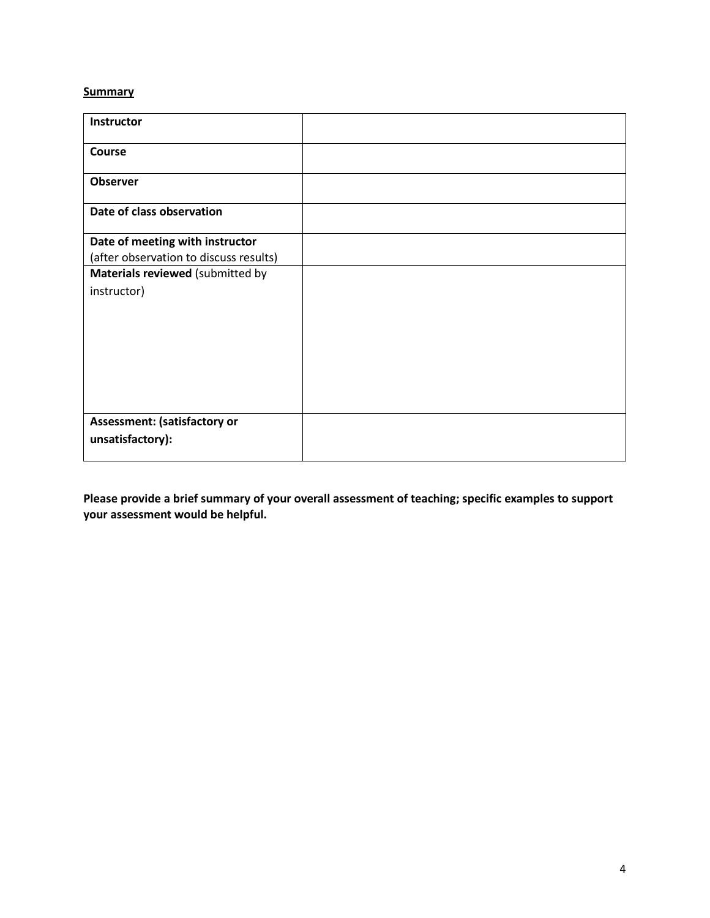**Summary**

| | |
|---|---|
| **Instructor** | |
| **Course** | |
| **Observer** | |
| **Date of class observation** | |
| **Date of meeting with instructor** (after observation to discuss results) | |
| **Materials reviewed** (submitted by instructor) | |
| **Assessment: (satisfactory or unsatisfactory):** | |

**Please provide a brief summary of your overall assessment of teaching; specific examples to support your assessment would be helpful.**